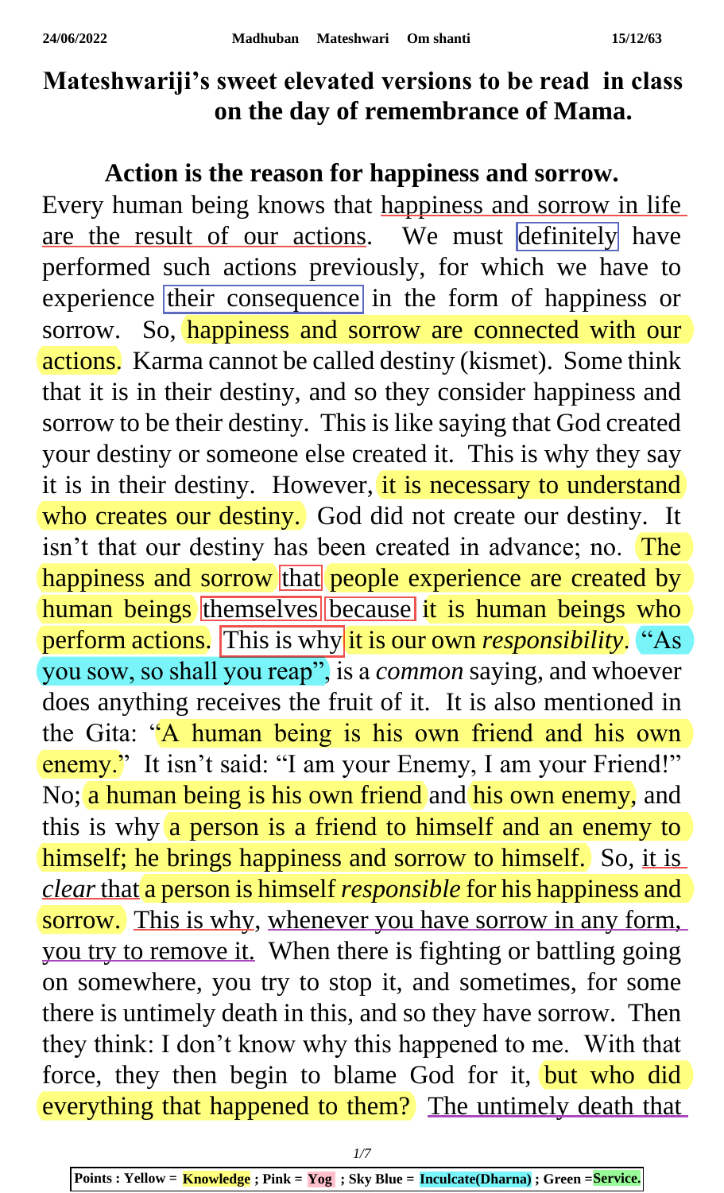# Mateshwariji's sweet elevated versions to be read in class on the day of remembrance of Mama.

## Action is the reason for happiness and sorrow.

Every human being knows that happiness and sorrow in life are the result of our actions. We must definitely have performed such actions previously, for which we have to experience their consequence in the form of happiness or sorrow. So, happiness and sorrow are connected with our actions. Karma cannot be called destiny (kismet). Some think that it is in their destiny, and so they consider happiness and sorrow to be their destiny. This is like saying that God created your destiny or someone else created it. This is why they say it is in their destiny. However, it is necessary to understand who creates our destiny. God did not create our destiny. It isn't that our destiny has been created in advance; no. The happiness and sorrow that people experience are created by human beings themselves because it is human beings who perform actions. This is why it is our own *responsibility*. "As you sow, so shall you reap", is a *common* saying, and whoever does anything receives the fruit of it. It is also mentioned in the Gita: "A human being is his own friend and his own enemy." It isn't said: "I am your Enemy, I am your Friend!" No; a human being is his own friend and his own enemy, and this is why a person is a friend to himself and an enemy to himself; he brings happiness and sorrow to himself. So, it is *clear* that a person is himself *responsible* for his happiness and sorrow. This is why, whenever you have sorrow in any form, you try to remove it. When there is fighting or battling going on somewhere, you try to stop it, and sometimes, for some there is untimely death in this, and so they have sorrow. Then they think: I don't know why this happened to me. With that force, they then begin to blame God for it, but who did everything that happened to them? The untimely death that

Points : Yellow = Knowledge ; Pink = Yog ; Sky Blue = Inculcate(Dharna) ; Green =Service.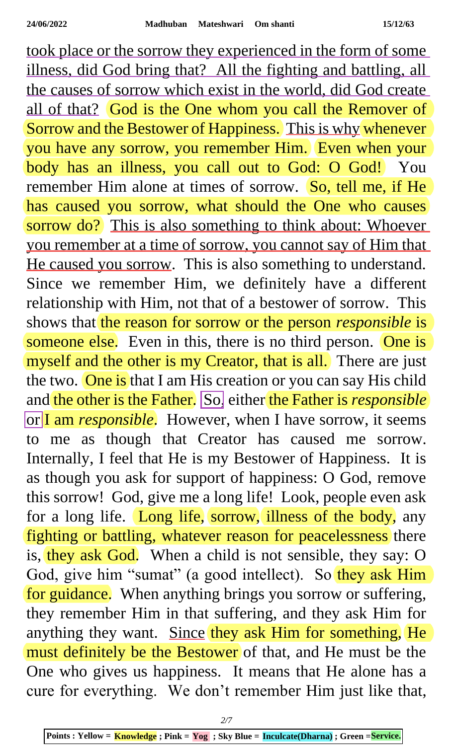took place or the sorrow they experienced in the form of some illness, did God bring that? All the fighting and battling, all the causes of sorrow which exist in the world, did God create all of that? God is the One whom you call the Remover of Sorrow and the Bestower of Happiness. This is why whenever you have any sorrow, you remember Him. Even when your body has an illness, you call out to God: O God! You remember Him alone at times of sorrow. So, tell me, if He has caused you sorrow, what should the One who causes sorrow do? This is also something to think about: Whoever you remember at a time of sorrow, you cannot say of Him that He caused you sorrow. This is also something to understand. Since we remember Him, we definitely have a different relationship with Him, not that of a bestower of sorrow. This shows that the reason for sorrow or the person *responsible* is someone else. Even in this, there is no third person. One is myself and the other is my Creator, that is all. There are just the two. One is that I am His creation or you can say His child and the other is the Father. So, either the Father is *responsible* or I am *responsible*. However, when I have sorrow, it seems to me as though that Creator has caused me sorrow. Internally, I feel that He is my Bestower of Happiness. It is as though you ask for support of happiness: O God, remove this sorrow! God, give me a long life! Look, people even ask for a long life. Long life, sorrow, illness of the body, any fighting or battling, whatever reason for peacelessness there is, they ask God. When a child is not sensible, they say: O God, give him "sumat" (a good intellect). So they ask Him for guidance. When anything brings you sorrow or suffering, they remember Him in that suffering, and they ask Him for anything they want. Since they ask Him for something, He must definitely be the Bestower of that, and He must be the One who gives us happiness. It means that He alone has a cure for everything. We don't remember Him just like that,

Points : Yellow = **Knowledge** ; Pink = **Yog** ; Sky Blue = **Inculcate(Dharna)** ; Green =**Service.**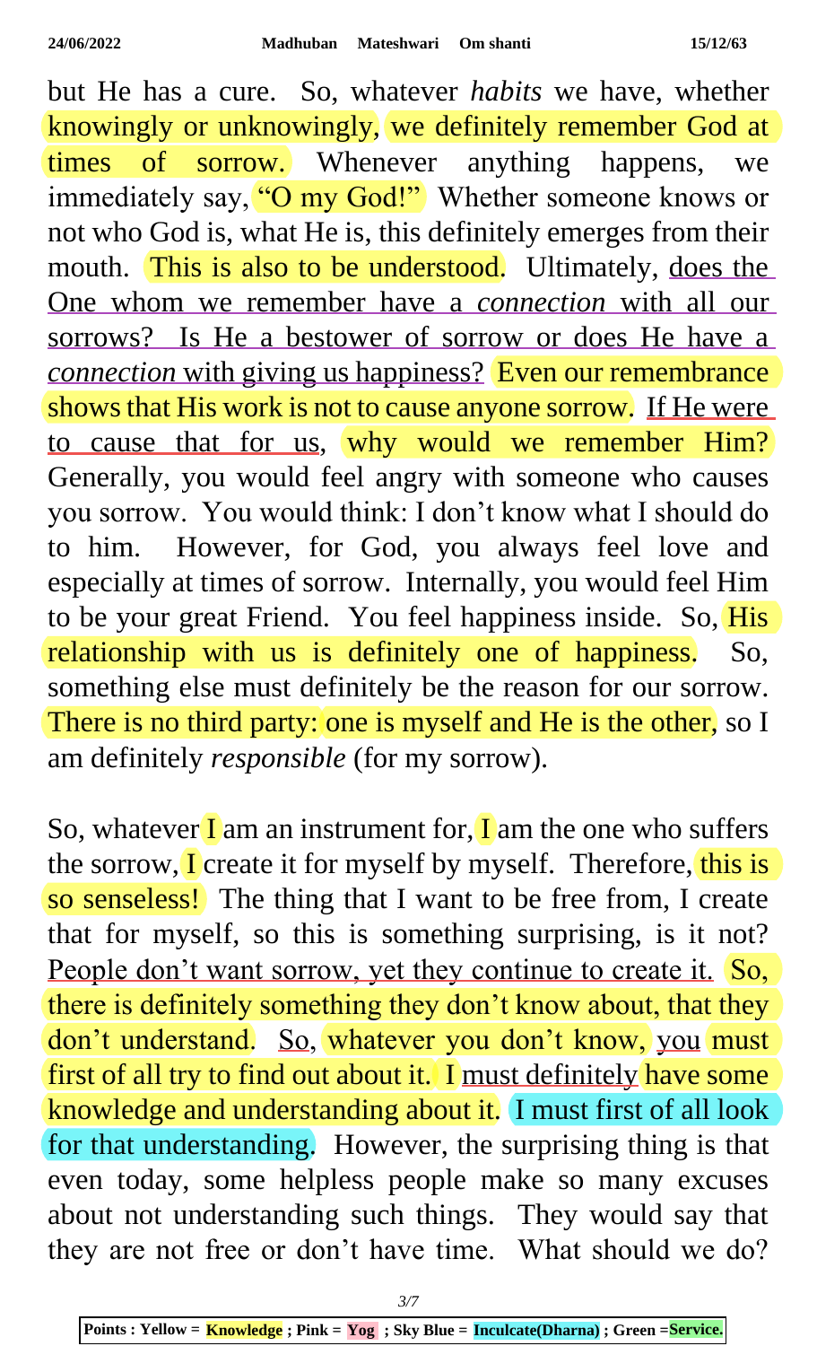but He has a cure. So, whatever *habits* we have, whether knowingly or unknowingly, we definitely remember God at times of sorrow. Whenever anything happens, we immediately say, "O my God!" Whether someone knows or not who God is, what He is, this definitely emerges from their mouth. This is also to be understood. Ultimately, does the One whom we remember have a *connection* with all our sorrows? Is He a bestower of sorrow or does He have a *connection* with giving us happiness? Even our remembrance shows that His work is not to cause anyone sorrow. If He were to cause that for us, why would we remember Him? Generally, you would feel angry with someone who causes you sorrow. You would think: I don't know what I should do to him. However, for God, you always feel love and especially at times of sorrow. Internally, you would feel Him to be your great Friend. You feel happiness inside. So, His relationship with us is definitely one of happiness. So, something else must definitely be the reason for our sorrow. There is no third party: one is myself and He is the other, so I am definitely *responsible* (for my sorrow).

So, whatever I am an instrument for, I am the one who suffers the sorrow, I create it for myself by myself. Therefore, this is so senseless! The thing that I want to be free from, I create that for myself, so this is something surprising, is it not? People don't want sorrow, yet they continue to create it. So, there is definitely something they don't know about, that they don't understand. So, whatever you don't know, you must first of all try to find out about it. I must definitely have some knowledge and understanding about it. I must first of all look for that understanding. However, the surprising thing is that even today, some helpless people make so many excuses about not understanding such things. They would say that they are not free or don't have time. What should we do?

Points : Yellow = Knowledge ; Pink = Yog ; Sky Blue = Inculcate(Dharna) ; Green =Service.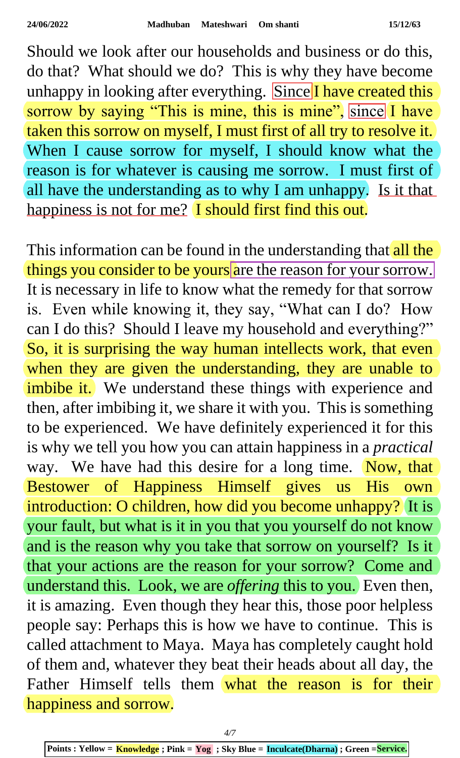Should we look after our households and business or do this, do that? What should we do? This is why they have become unhappy in looking after everything. Since I have created this sorrow by saying "This is mine, this is mine", since I have taken this sorrow on myself, I must first of all try to resolve it. When I cause sorrow for myself, I should know what the reason is for whatever is causing me sorrow. I must first of all have the understanding as to why I am unhappy. Is it that happiness is not for me? I should first find this out.

This information can be found in the understanding that all the things you consider to be yours are the reason for your sorrow. It is necessary in life to know what the remedy for that sorrow is. Even while knowing it, they say, "What can I do? How can I do this? Should I leave my household and everything?" So, it is surprising the way human intellects work, that even when they are given the understanding, they are unable to imbibe it. We understand these things with experience and then, after imbibing it, we share it with you. This is something to be experienced. We have definitely experienced it for this is why we tell you how you can attain happiness in a *practical* way. We have had this desire for a long time. Now, that Bestower of Happiness Himself gives us His own introduction: O children, how did you become unhappy? It is your fault, but what is it in you that you yourself do not know and is the reason why you take that sorrow on yourself? Is it that your actions are the reason for your sorrow? Come and understand this. Look, we are *offering* this to you. Even then, it is amazing. Even though they hear this, those poor helpless people say: Perhaps this is how we have to continue. This is called attachment to Maya. Maya has completely caught hold of them and, whatever they beat their heads about all day, the Father Himself tells them what the reason is for their happiness and sorrow.

**Points : Yellow = Knowledge ; Pink = Yog ; Sky Blue = Inculcate(Dharna) ; Green = Service.**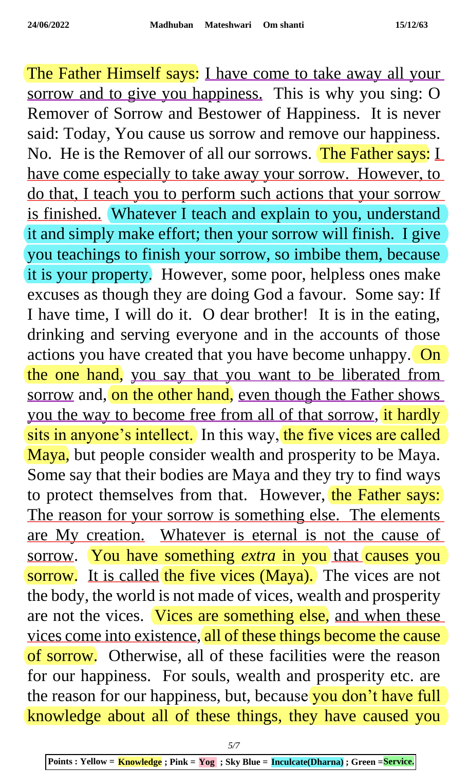The Father Himself says: I have come to take away all your sorrow and to give you happiness. This is why you sing: O Remover of Sorrow and Bestower of Happiness. It is never said: Today, You cause us sorrow and remove our happiness. No. He is the Remover of all our sorrows. The Father says: I have come especially to take away your sorrow. However, to do that, I teach you to perform such actions that your sorrow is finished. Whatever I teach and explain to you, understand it and simply make effort; then your sorrow will finish. I give you teachings to finish your sorrow, so imbibe them, because it is your property. However, some poor, helpless ones make excuses as though they are doing God a favour. Some say: If I have time, I will do it. O dear brother! It is in the eating, drinking and serving everyone and in the accounts of those actions you have created that you have become unhappy. On the one hand, you say that you want to be liberated from sorrow and, on the other hand, even though the Father shows you the way to become free from all of that sorrow, it hardly sits in anyone's intellect. In this way, the five vices are called Maya, but people consider wealth and prosperity to be Maya. Some say that their bodies are Maya and they try to find ways to protect themselves from that. However, the Father says: The reason for your sorrow is something else. The elements are My creation. Whatever is eternal is not the cause of sorrow. You have something *extra* in you that causes you sorrow. It is called the five vices (Maya). The vices are not the body, the world is not made of vices, wealth and prosperity are not the vices. Vices are something else, and when these vices come into existence, all of these things become the cause of sorrow. Otherwise, all of these facilities were the reason for our happiness. For souls, wealth and prosperity etc. are the reason for our happiness, but, because you don't have full knowledge about all of these things, they have caused you

**Points : Yellow = Knowledge ; Pink = Yog ; Sky Blue = Inculcate(Dharna) ; Green =Service.**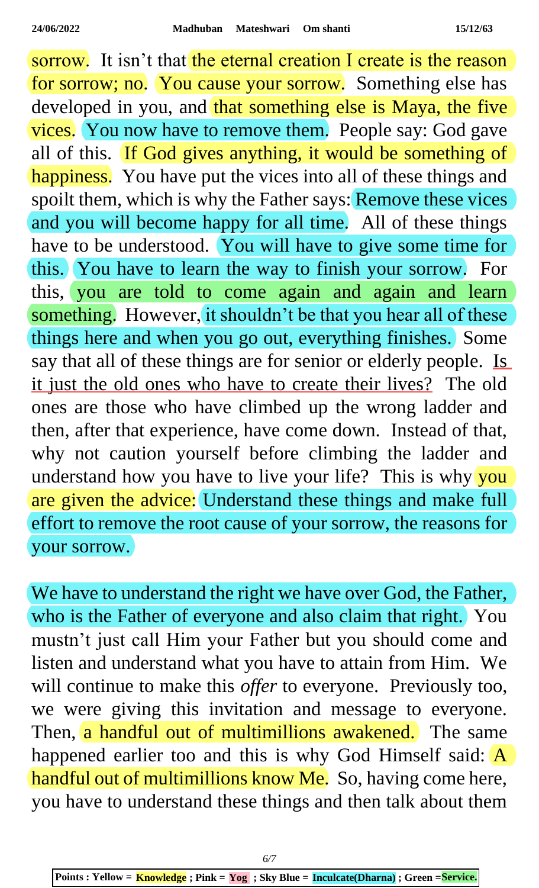sorrow. It isn't that the eternal creation I create is the reason for sorrow; no. You cause your sorrow. Something else has developed in you, and that something else is Maya, the five vices. You now have to remove them. People say: God gave all of this. If God gives anything, it would be something of happiness. You have put the vices into all of these things and spoilt them, which is why the Father says: Remove these vices and you will become happy for all time. All of these things have to be understood. You will have to give some time for this. You have to learn the way to finish your sorrow. For this, you are told to come again and again and learn something. However, it shouldn't be that you hear all of these things here and when you go out, everything finishes. Some say that all of these things are for senior or elderly people. Is it just the old ones who have to create their lives? The old ones are those who have climbed up the wrong ladder and then, after that experience, have come down. Instead of that, why not caution yourself before climbing the ladder and understand how you have to live your life? This is why you are given the advice: Understand these things and make full effort to remove the root cause of your sorrow, the reasons for your sorrow.

We have to understand the right we have over God, the Father, who is the Father of everyone and also claim that right. You mustn't just call Him your Father but you should come and listen and understand what you have to attain from Him. We will continue to make this *offer* to everyone. Previously too, we were giving this invitation and message to everyone. Then, a handful out of multimillions awakened. The same happened earlier too and this is why God Himself said: A handful out of multimillions know Me. So, having come here, you have to understand these things and then talk about them

**Points : Yellow = Knowledge ; Pink = Yog ; Sky Blue = Inculcate(Dharna) ; Green =Service.**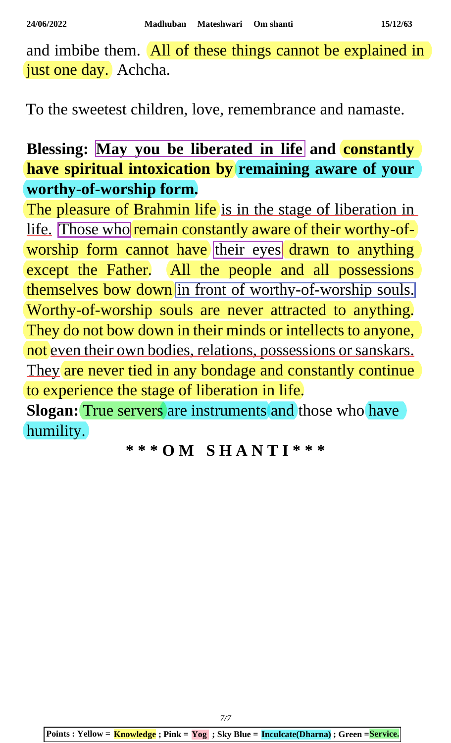and imbibe them. All of these things cannot be explained in just one day. Achcha.

To the sweetest children, love, remembrance and namaste.

**Blessing: May you be liberated in life and constantly have spiritual intoxication by remaining aware of your worthy-of-worship form.**

The pleasure of Brahmin life is in the stage of liberation in life. Those who remain constantly aware of their worthy-of-worship form cannot have their eyes drawn to anything except the Father. All the people and all possessions themselves bow down in front of worthy-of-worship souls. Worthy-of-worship souls are never attracted to anything. They do not bow down in their minds or intellects to anyone, not even their own bodies, relations, possessions or sanskars. They are never tied in any bondage and constantly continue to experience the stage of liberation in life.

**Slogan:** True servers are instruments and those who have humility.

**\* \* \* O M S H A N T I \* \* \***

Points : Yellow = Knowledge ; Pink = Yog ; Sky Blue = Inculcate(Dharna) ; Green =Service.